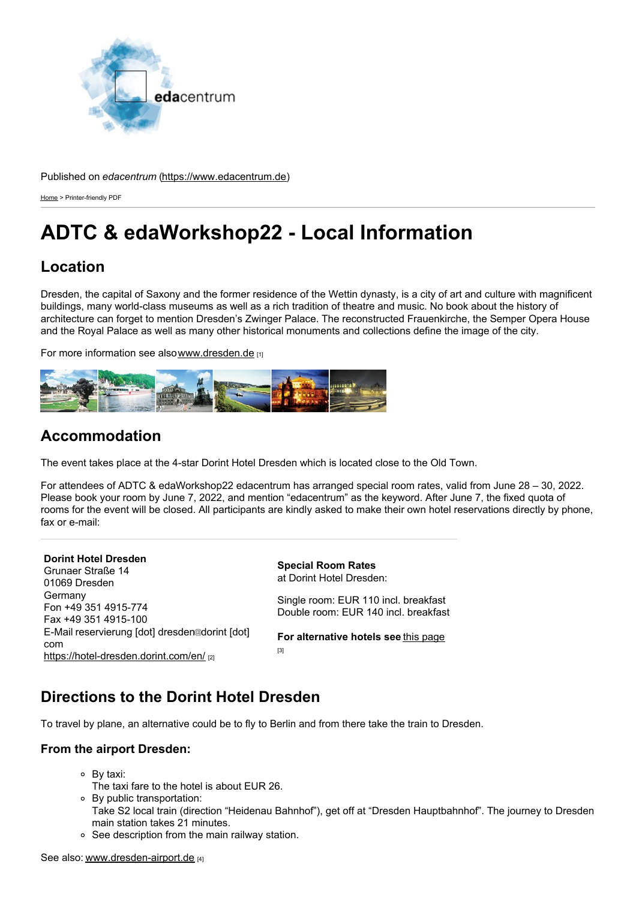Published on *edacentrum* (https://www.edacentrum.de)

Home > Printer-friendly PDF

# ADTC & edaWorkshop22 - Local Information

## Location

Dresden, the capital of Saxony and the former residence of the Wettin dynasty, is a city of art and culture with magnificent buildings, many world-class museums as well as a rich tradition of theatre and music. No book about the history of architecture can forget to mention Dresden's Zwinger Palace. The reconstructed Frauenkirche, the Semper Opera House and the Royal Palace as well as many other historical monuments and collections define the image of the city.

For more information see also www.dresden.de [1]

## Accommodation

The event takes place at the 4-star Dorint Hotel Dresden which is located close to the Old Town.

For attendees of ADTC & edaWorkshop22 edacentrum has arranged special room rates, valid from June 28 – 30, 2022. Please book your room by June 7, 2022, and mention "edacentrum" as the keyword. After June 7, the fixed quota of rooms for the event will be closed. All participants are kindly asked to make their own hotel reservations directly by phone, fax or e-mail:

**Dorint Hotel Dresden**
Grunaer Straße 14
01069 Dresden
Germany
Fon +49 351 4915-774
Fax +49 351 4915-100
E-Mail reservierung [dot] dresden@dorint [dot] com
https://hotel-dresden.dorint.com/en/ [2]

**Special Room Rates**
at Dorint Hotel Dresden:

Single room: EUR 110 incl. breakfast
Double room: EUR 140 incl. breakfast

**For alternative hotels see** this page [3]

## Directions to the Dorint Hotel Dresden

To travel by plane, an alternative could be to fly to Berlin and from there take the train to Dresden.

### From the airport Dresden:

- By taxi:
  The taxi fare to the hotel is about EUR 26.
- By public transportation:
  Take S2 local train (direction "Heidenau Bahnhof"), get off at "Dresden Hauptbahnhof". The journey to Dresden main station takes 21 minutes.
- See description from the main railway station.

See also: www.dresden-airport.de [4]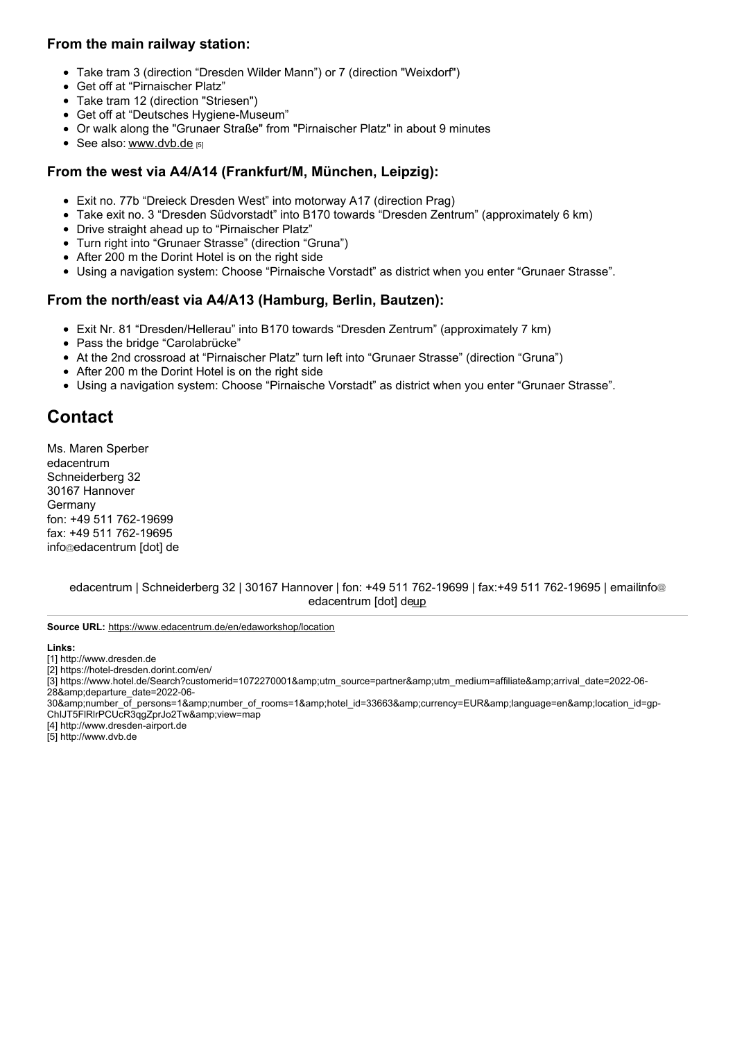### From the main railway station:

- Take tram 3 (direction “Dresden Wilder Mann”) or 7 (direction "Weixdorf")
- Get off at “Pirnaischer Platz”
- Take tram 12 (direction "Striesen")
- Get off at “Deutsches Hygiene-Museum”
- Or walk along the "Grunaer Straße" from "Pirnaischer Platz" in about 9 minutes
- See also: www.dvb.de [5]

### From the west via A4/A14 (Frankfurt/M, München, Leipzig):

- Exit no. 77b “Dreieck Dresden West” into motorway A17 (direction Prag)
- Take exit no. 3 “Dresden Südvorstadt” into B170 towards “Dresden Zentrum” (approximately 6 km)
- Drive straight ahead up to “Pirnaischer Platz”
- Turn right into “Grunaer Strasse” (direction “Gruna”)
- After 200 m the Dorint Hotel is on the right side
- Using a navigation system: Choose “Pirnaische Vorstadt” as district when you enter “Grunaer Strasse”.

### From the north/east via A4/A13 (Hamburg, Berlin, Bautzen):

- Exit Nr. 81 “Dresden/Hellerau” into B170 towards “Dresden Zentrum” (approximately 7 km)
- Pass the bridge “Carolabrücke”
- At the 2nd crossroad at “Pirnaischer Platz” turn left into “Grunaer Strasse” (direction “Gruna”)
- After 200 m the Dorint Hotel is on the right side
- Using a navigation system: Choose “Pirnaische Vorstadt” as district when you enter “Grunaer Strasse”.

## Contact

Ms. Maren Sperber
edacentrum
Schneiderberg 32
30167 Hannover
Germany
fon: +49 511 762-19699
fax: +49 511 762-19695
info@edacentrum [dot] de

edacentrum | Schneiderberg 32 | 30167 Hannover | fon: +49 511 762-19699 | fax:+49 511 762-19695 | emailinfo@edacentrum [dot] deup

**Source URL:** https://www.edacentrum.de/en/edaworkshop/location

**Links:**
[1] http://www.dresden.de
[2] https://hotel-dresden.dorint.com/en/
[3] https://www.hotel.de/Search?customerid=1072270001&amp;utm_source=partner&amp;utm_medium=affiliate&amp;arrival_date=2022-06-28&amp;departure_date=2022-06-30&amp;number_of_persons=1&amp;number_of_rooms=1&amp;hotel_id=33663&amp;currency=EUR&amp;language=en&amp;location_id=gp-ChIJT5FIRlrPCUcR3qgZprJo2Tw&amp;view=map
[4] http://www.dresden-airport.de
[5] http://www.dvb.de